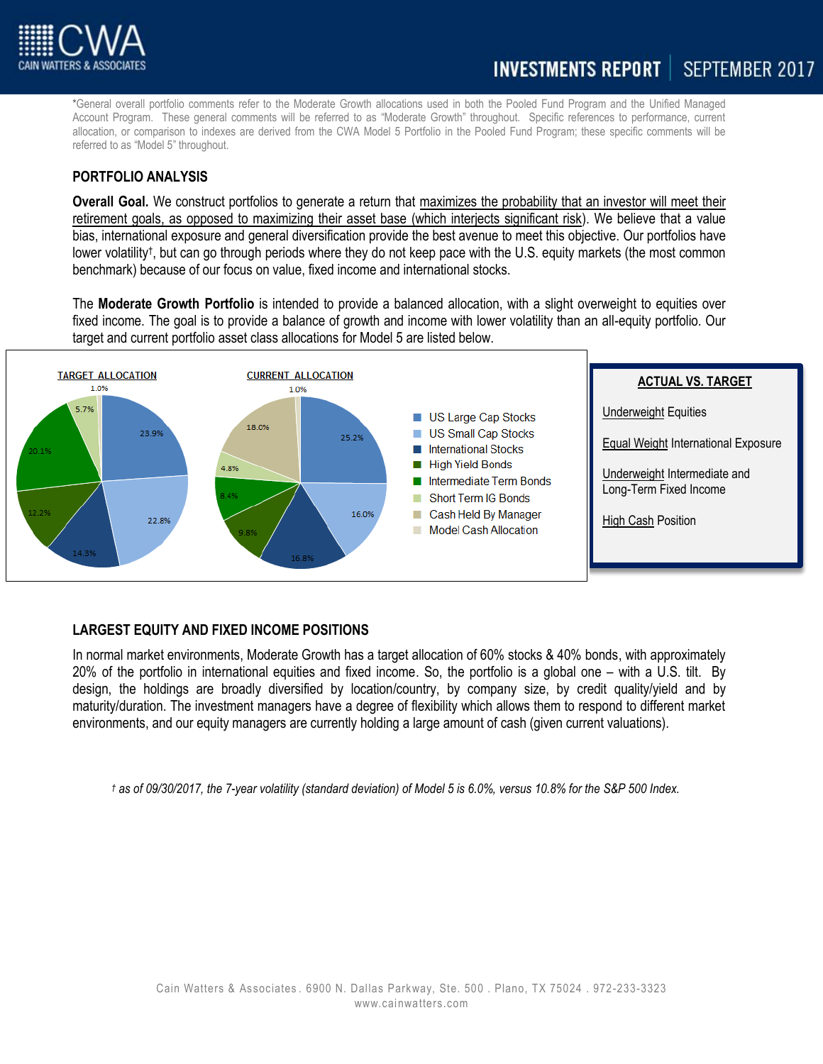*General overall portfolio comments refer to the Moderate Growth allocations used in both the Pooled Fund Program and the Unified Managed Account Program. These general comments will be referred to as "Moderate Growth" throughout. Specific references to performance, current allocation, or comparison to indexes are derived from the CWA Model 5 Portfolio in the Pooled Fund Program; these specific comments will be referred to as "Model 5" throughout.

## PORTFOLIO ANALYSIS

**Overall Goal.** We construct portfolios to generate a return that maximizes the probability that an investor will meet their retirement goals, as opposed to maximizing their asset base (which interjects significant risk). We believe that a value bias, international exposure and general diversification provide the best avenue to meet this objective. Our portfolios have lower volatility†, but can go through periods where they do not keep pace with the U.S. equity markets (the most common benchmark) because of our focus on value, fixed income and international stocks.

The **Moderate Growth Portfolio** is intended to provide a balanced allocation, with a slight overweight to equities over fixed income. The goal is to provide a balance of growth and income with lower volatility than an all-equity portfolio. Our target and current portfolio asset class allocations for Model 5 are listed below.

| Asset Class | Target Allocation | Current Allocation |
|---|---|---|
| US Large Cap Stocks | 23.9% | 25.2% |
| US Small Cap Stocks | 22.8% | 16.0% |
| International Stocks | 14.3% | 16.8% |
| High Yield Bonds | 12.2% | 9.8% |
| Intermediate Term Bonds | 20.1% | 8.4% |
| Short Term IG Bonds | 5.7% | 4.8% |
| Cash Held By Manager | | 18.0% |
| Model Cash Allocation | 1.0% | 1.0% |

**ACTUAL VS. TARGET**

Underweight Equities

Equal Weight International Exposure

Underweight Intermediate and Long-Term Fixed Income

High Cash Position

## LARGEST EQUITY AND FIXED INCOME POSITIONS

In normal market environments, Moderate Growth has a target allocation of 60% stocks & 40% bonds, with approximately 20% of the portfolio in international equities and fixed income. So, the portfolio is a global one – with a U.S. tilt. By design, the holdings are broadly diversified by location/country, by company size, by credit quality/yield and by maturity/duration. The investment managers have a degree of flexibility which allows them to respond to different market environments, and our equity managers are currently holding a large amount of cash (given current valuations).

*† as of 09/30/2017, the 7-year volatility (standard deviation) of Model 5 is 6.0%, versus 10.8% for the S&P 500 Index.*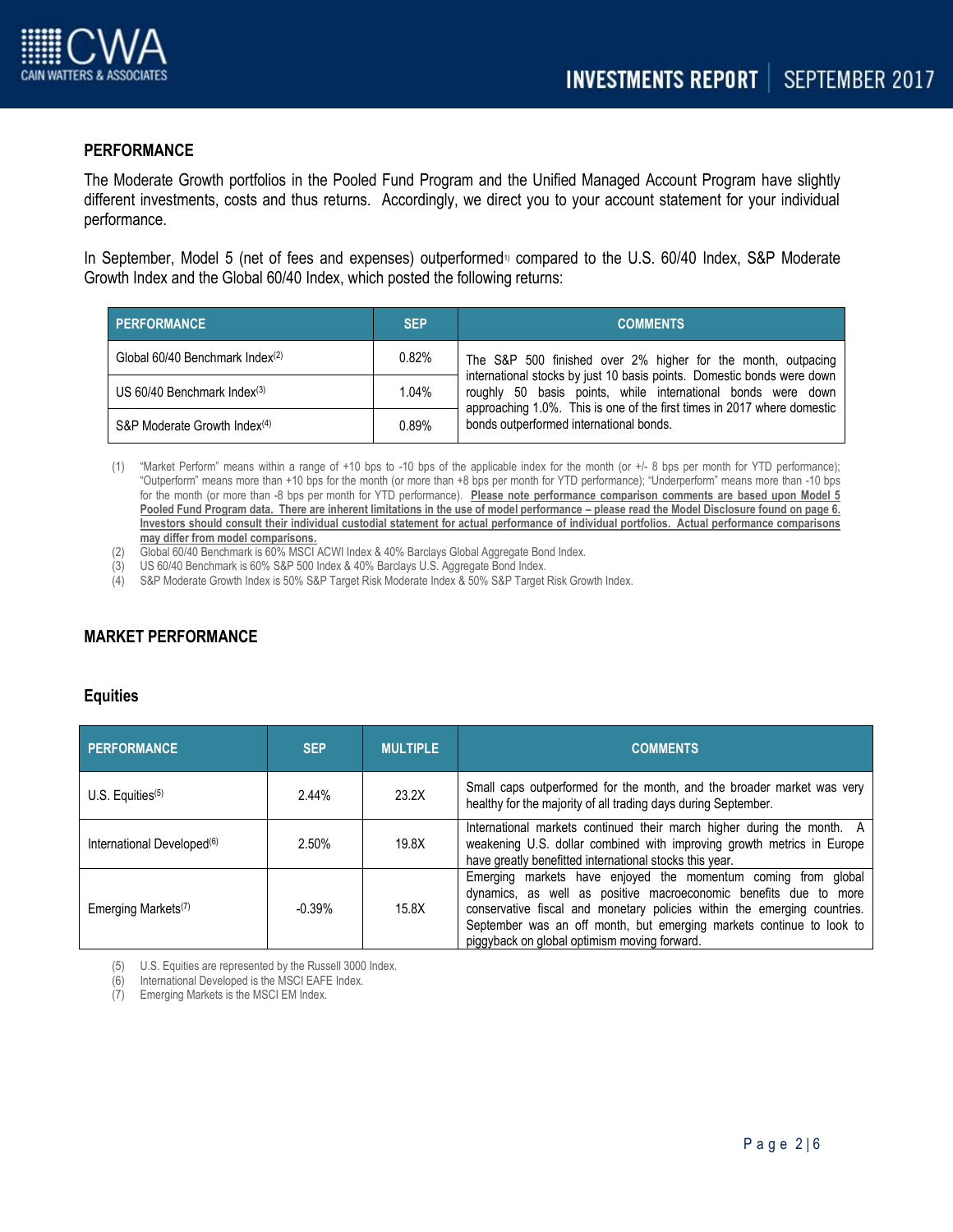## PERFORMANCE

The Moderate Growth portfolios in the Pooled Fund Program and the Unified Managed Account Program have slightly different investments, costs and thus returns. Accordingly, we direct you to your account statement for your individual performance.

In September, Model 5 (net of fees and expenses) outperformed[1] compared to the U.S. 60/40 Index, S&P Moderate Growth Index and the Global 60/40 Index, which posted the following returns:

| PERFORMANCE | SEP | COMMENTS |
|---|---|---|
| Global 60/40 Benchmark Index[2] | 0.82% | The S&P 500 finished over 2% higher for the month, outpacing international stocks by just 10 basis points. Domestic bonds were down roughly 50 basis points, while international bonds were down approaching 1.0%. This is one of the first times in 2017 where domestic bonds outperformed international bonds. |
| US 60/40 Benchmark Index[3] | 1.04% | |
| S&P Moderate Growth Index[4] | 0.89% | |

(1) "Market Perform" means within a range of +10 bps to -10 bps of the applicable index for the month (or +/- 8 bps per month for YTD performance); "Outperform" means more than +10 bps for the month (or more than +8 bps per month for YTD performance); "Underperform" means more than -10 bps for the month (or more than -8 bps per month for YTD performance). **Please note performance comparison comments are based upon Model 5 Pooled Fund Program data. There are inherent limitations in the use of model performance – please read the Model Disclosure found on page 6. Investors should consult their individual custodial statement for actual performance of individual portfolios. Actual performance comparisons may differ from model comparisons.**

(2) Global 60/40 Benchmark is 60% MSCI ACWI Index & 40% Barclays Global Aggregate Bond Index.

(3) US 60/40 Benchmark is 60% S&P 500 Index & 40% Barclays U.S. Aggregate Bond Index.

(4) S&P Moderate Growth Index is 50% S&P Target Risk Moderate Index & 50% S&P Target Risk Growth Index.

## MARKET PERFORMANCE

### Equities

| PERFORMANCE | SEP | MULTIPLE | COMMENTS |
|---|---|---|---|
| U.S. Equities[5] | 2.44% | 23.2X | Small caps outperformed for the month, and the broader market was very healthy for the majority of all trading days during September. |
| International Developed[6] | 2.50% | 19.8X | International markets continued their march higher during the month. A weakening U.S. dollar combined with improving growth metrics in Europe have greatly benefitted international stocks this year. |
| Emerging Markets[7] | -0.39% | 15.8X | Emerging markets have enjoyed the momentum coming from global dynamics, as well as positive macroeconomic benefits due to more conservative fiscal and monetary policies within the emerging countries. September was an off month, but emerging markets continue to look to piggyback on global optimism moving forward. |

(5) U.S. Equities are represented by the Russell 3000 Index.

(6) International Developed is the MSCI EAFE Index.

(7) Emerging Markets is the MSCI EM Index.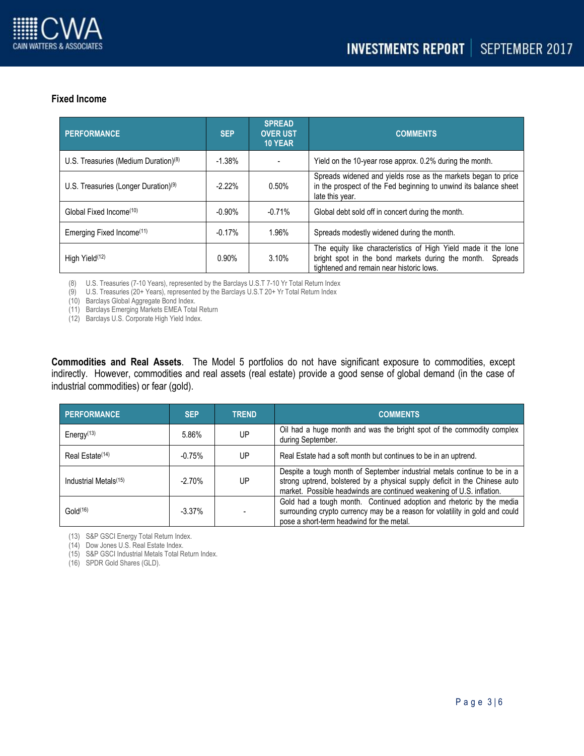### Fixed Income

| PERFORMANCE | SEP | SPREAD OVER UST 10 YEAR | COMMENTS |
|---|---|---|---|
| U.S. Treasuries (Medium Duration)[8] | -1.38% | - | Yield on the 10-year rose approx. 0.2% during the month. |
| U.S. Treasuries (Longer Duration)[9] | -2.22% | 0.50% | Spreads widened and yields rose as the markets began to price in the prospect of the Fed beginning to unwind its balance sheet late this year. |
| Global Fixed Income[10] | -0.90% | -0.71% | Global debt sold off in concert during the month. |
| Emerging Fixed Income[11] | -0.17% | 1.96% | Spreads modestly widened during the month. |
| High Yield[12] | 0.90% | 3.10% | The equity like characteristics of High Yield made it the lone bright spot in the bond markets during the month. Spreads tightened and remain near historic lows. |

(8) U.S. Treasuries (7-10 Years), represented by the Barclays U.S.T 7-10 Yr Total Return Index
(9) U.S. Treasuries (20+ Years), represented by the Barclays U.S.T 20+ Yr Total Return Index
(10) Barclays Global Aggregate Bond Index.
(11) Barclays Emerging Markets EMEA Total Return
(12) Barclays U.S. Corporate High Yield Index.

**Commodities and Real Assets**. The Model 5 portfolios do not have significant exposure to commodities, except indirectly. However, commodities and real assets (real estate) provide a good sense of global demand (in the case of industrial commodities) or fear (gold).

| PERFORMANCE | SEP | TREND | COMMENTS |
|---|---|---|---|
| Energy[13] | 5.86% | UP | Oil had a huge month and was the bright spot of the commodity complex during September. |
| Real Estate[14] | -0.75% | UP | Real Estate had a soft month but continues to be in an uptrend. |
| Industrial Metals[15] | -2.70% | UP | Despite a tough month of September industrial metals continue to be in a strong uptrend, bolstered by a physical supply deficit in the Chinese auto market. Possible headwinds are continued weakening of U.S. inflation. |
| Gold[16] | -3.37% | - | Gold had a tough month. Continued adoption and rhetoric by the media surrounding crypto currency may be a reason for volatility in gold and could pose a short-term headwind for the metal. |

(13) S&P GSCI Energy Total Return Index.
(14) Dow Jones U.S. Real Estate Index.
(15) S&P GSCI Industrial Metals Total Return Index.
(16) SPDR Gold Shares (GLD).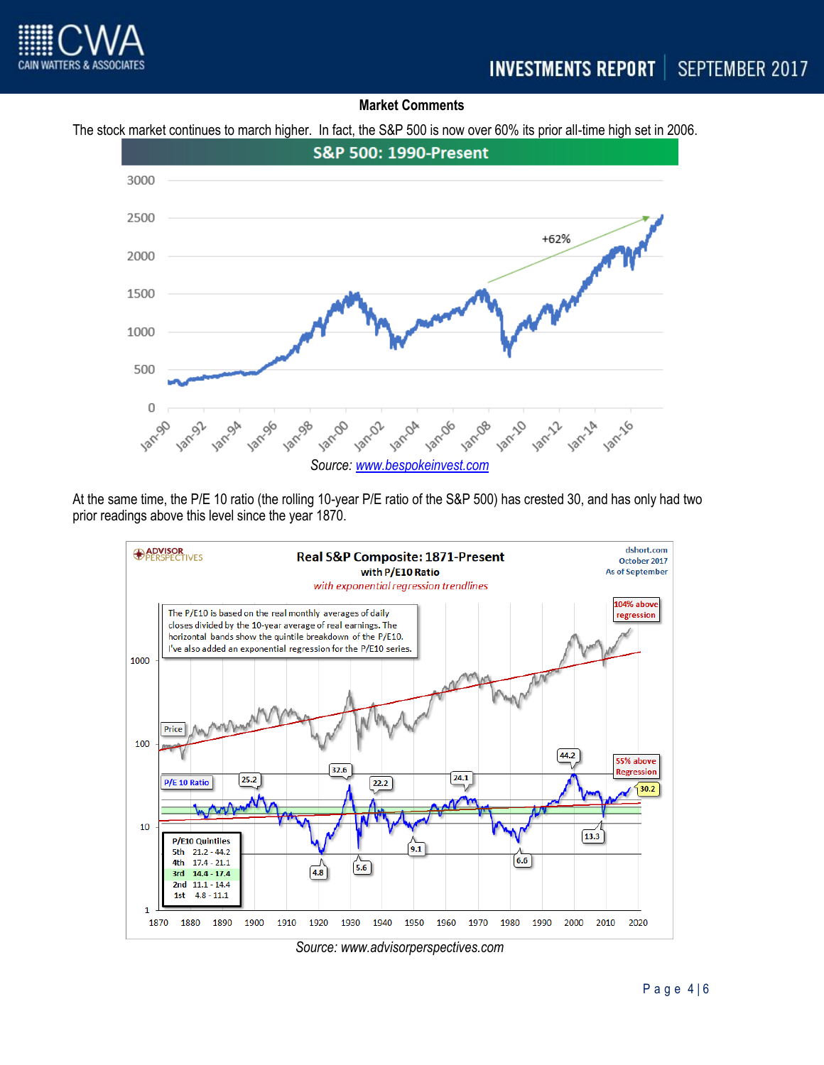## Market Comments

The stock market continues to march higher. In fact, the S&P 500 is now over 60% its prior all-time high set in 2006.

Source: www.bespokeinvest.com

At the same time, the P/E 10 ratio (the rolling 10-year P/E ratio of the S&P 500) has crested 30, and has only had two prior readings above this level since the year 1870.

Source: www.advisorperspectives.com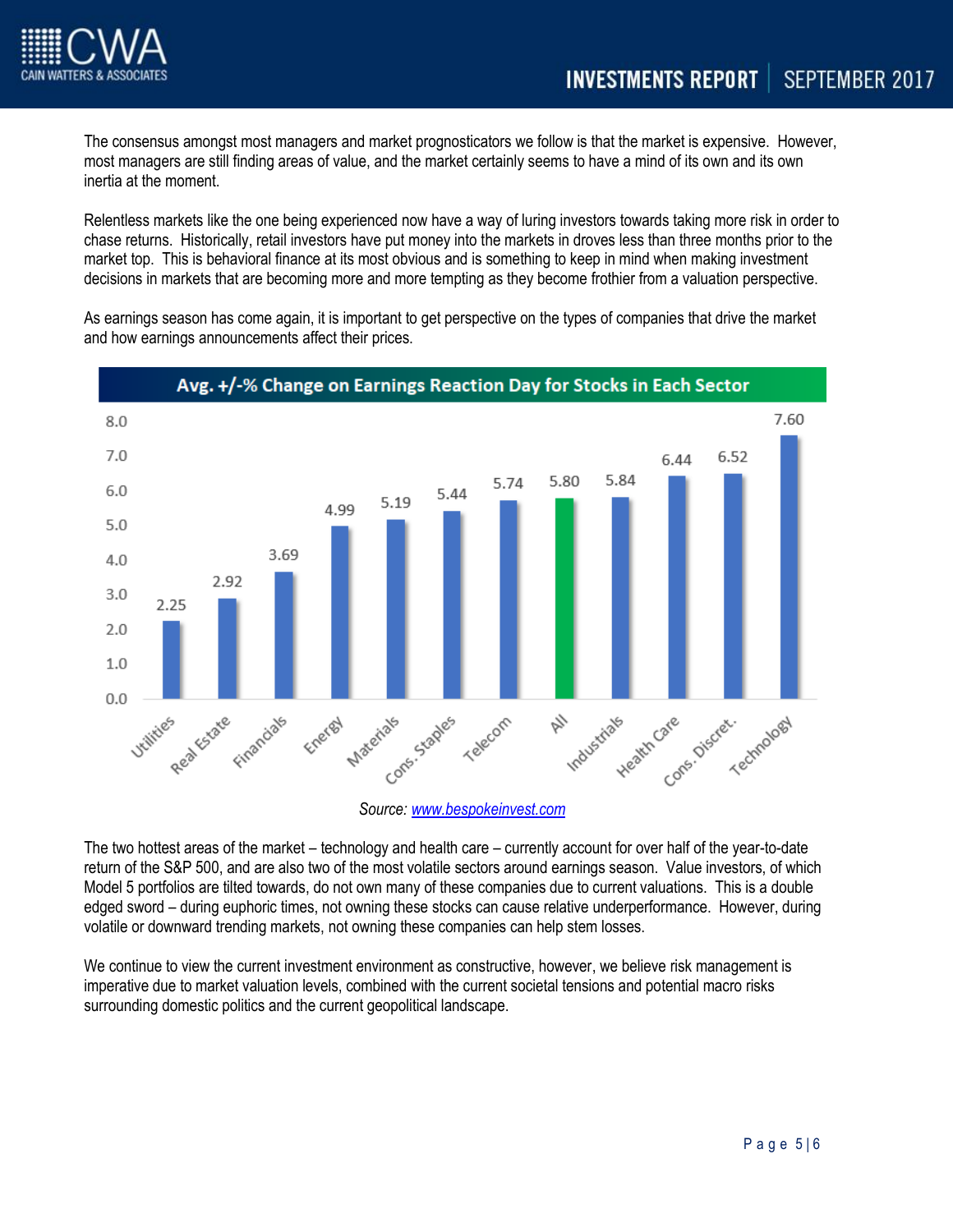The consensus amongst most managers and market prognosticators we follow is that the market is expensive. However, most managers are still finding areas of value, and the market certainly seems to have a mind of its own and its own inertia at the moment.

Relentless markets like the one being experienced now have a way of luring investors towards taking more risk in order to chase returns. Historically, retail investors have put money into the markets in droves less than three months prior to the market top. This is behavioral finance at its most obvious and is something to keep in mind when making investment decisions in markets that are becoming more and more tempting as they become frothier from a valuation perspective.

As earnings season has come again, it is important to get perspective on the types of companies that drive the market and how earnings announcements affect their prices.

**Avg. +/-% Change on Earnings Reaction Day for Stocks in Each Sector**

| Sector | Avg. +/-% Change |
|---|---|
| Utilities | 2.25 |
| Real Estate | 2.92 |
| Financials | 3.69 |
| Energy | 4.99 |
| Materials | 5.19 |
| Cons. Staples | 5.44 |
| Telecom | 5.74 |
| All | 5.80 |
| Industrials | 5.84 |
| Health Care | 6.44 |
| Cons. Discret. | 6.52 |
| Technology | 7.60 |

*Source: www.bespokeinvest.com*

The two hottest areas of the market – technology and health care – currently account for over half of the year-to-date return of the S&P 500, and are also two of the most volatile sectors around earnings season. Value investors, of which Model 5 portfolios are tilted towards, do not own many of these companies due to current valuations. This is a double edged sword – during euphoric times, not owning these stocks can cause relative underperformance. However, during volatile or downward trending markets, not owning these companies can help stem losses.

We continue to view the current investment environment as constructive, however, we believe risk management is imperative due to market valuation levels, combined with the current societal tensions and potential macro risks surrounding domestic politics and the current geopolitical landscape.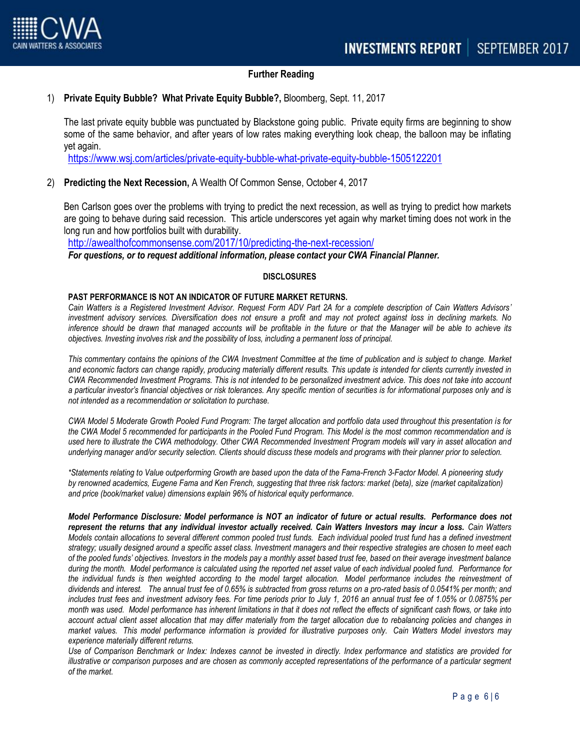## Further Reading

1) **Private Equity Bubble? What Private Equity Bubble?,** Bloomberg, Sept. 11, 2017

   The last private equity bubble was punctuated by Blackstone going public. Private equity firms are beginning to show some of the same behavior, and after years of low rates making everything look cheap, the balloon may be inflating yet again.
   https://www.wsj.com/articles/private-equity-bubble-what-private-equity-bubble-1505122201

2) **Predicting the Next Recession,** A Wealth Of Common Sense, October 4, 2017

   Ben Carlson goes over the problems with trying to predict the next recession, as well as trying to predict how markets are going to behave during said recession. This article underscores yet again why market timing does not work in the long run and how portfolios built with durability.
   http://awealthofcommonsense.com/2017/10/predicting-the-next-recession/

***For questions, or to request additional information, please contact your CWA Financial Planner.***

### DISCLOSURES

**PAST PERFORMANCE IS NOT AN INDICATOR OF FUTURE MARKET RETURNS.**

*Cain Watters is a Registered Investment Advisor. Request Form ADV Part 2A for a complete description of Cain Watters Advisors' investment advisory services. Diversification does not ensure a profit and may not protect against loss in declining markets. No inference should be drawn that managed accounts will be profitable in the future or that the Manager will be able to achieve its objectives. Investing involves risk and the possibility of loss, including a permanent loss of principal.*

*This commentary contains the opinions of the CWA Investment Committee at the time of publication and is subject to change. Market and economic factors can change rapidly, producing materially different results. This update is intended for clients currently invested in CWA Recommended Investment Programs. This is not intended to be personalized investment advice. This does not take into account a particular investor's financial objectives or risk tolerances. Any specific mention of securities is for informational purposes only and is not intended as a recommendation or solicitation to purchase.*

*CWA Model 5 Moderate Growth Pooled Fund Program: The target allocation and portfolio data used throughout this presentation is for the CWA Model 5 recommended for participants in the Pooled Fund Program. This Model is the most common recommendation and is used here to illustrate the CWA methodology. Other CWA Recommended Investment Program models will vary in asset allocation and underlying manager and/or security selection. Clients should discuss these models and programs with their planner prior to selection.*

*\*Statements relating to Value outperforming Growth are based upon the data of the Fama-French 3-Factor Model. A pioneering study by renowned academics, Eugene Fama and Ken French, suggesting that three risk factors: market (beta), size (market capitalization) and price (book/market value) dimensions explain 96% of historical equity performance.*

***Model Performance Disclosure: Model performance is NOT an indicator of future or actual results. Performance does not represent the returns that any individual investor actually received. Cain Watters Investors may incur a loss.*** *Cain Watters Models contain allocations to several different common pooled trust funds. Each individual pooled trust fund has a defined investment strategy; usually designed around a specific asset class. Investment managers and their respective strategies are chosen to meet each of the pooled funds' objectives. Investors in the models pay a monthly asset based trust fee, based on their average investment balance during the month. Model performance is calculated using the reported net asset value of each individual pooled fund. Performance for the individual funds is then weighted according to the model target allocation. Model performance includes the reinvestment of dividends and interest. The annual trust fee of 0.65% is subtracted from gross returns on a pro-rated basis of 0.0541% per month; and includes trust fees and investment advisory fees. For time periods prior to July 1, 2016 an annual trust fee of 1.05% or 0.0875% per month was used. Model performance has inherent limitations in that it does not reflect the effects of significant cash flows, or take into account actual client asset allocation that may differ materially from the target allocation due to rebalancing policies and changes in market values. This model performance information is provided for illustrative purposes only. Cain Watters Model investors may experience materially different returns.*

*Use of Comparison Benchmark or Index: Indexes cannot be invested in directly. Index performance and statistics are provided for illustrative or comparison purposes and are chosen as commonly accepted representations of the performance of a particular segment of the market.*